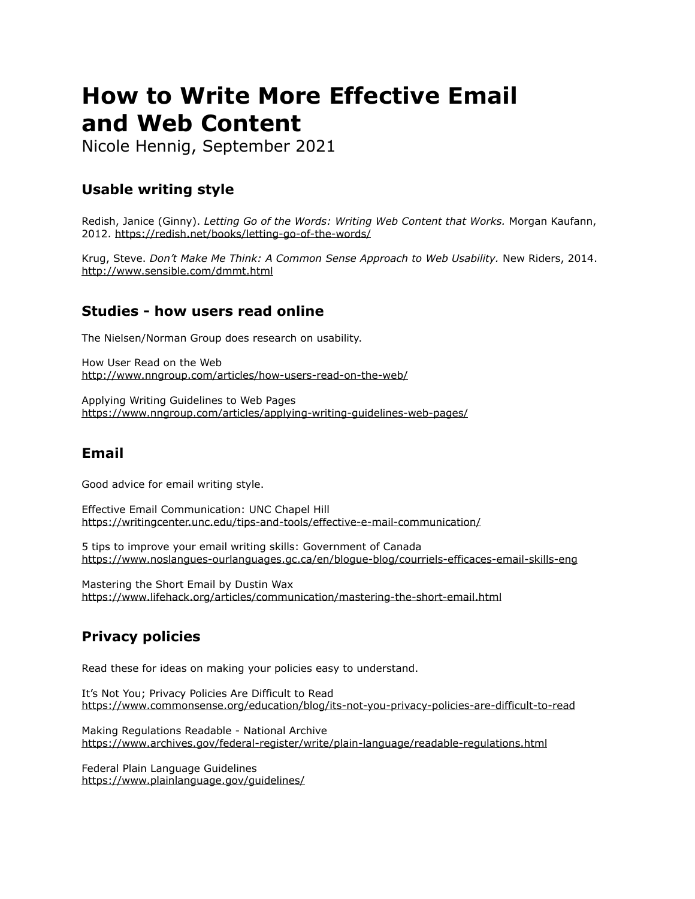# How to Write More Effective Email and Web Content

Nicole Hennig, September 2021

## Usable writing style

Redish, Janice (Ginny). *Letting Go of the Words: Writing Web Content that Works.* Morgan Kaufann, 2012. https://redish.net/books/letting-go-of-the-words/

Krug, Steve. *Don't Make Me Think: A Common Sense Approach to Web Usability.* New Riders, 2014. http://www.sensible.com/dmmt.html

## Studies - how users read online

The Nielsen/Norman Group does research on usability.

How User Read on the Web
http://www.nngroup.com/articles/how-users-read-on-the-web/

Applying Writing Guidelines to Web Pages
https://www.nngroup.com/articles/applying-writing-guidelines-web-pages/

## Email

Good advice for email writing style.

Effective Email Communication: UNC Chapel Hill
https://writingcenter.unc.edu/tips-and-tools/effective-e-mail-communication/

5 tips to improve your email writing skills: Government of Canada
https://www.noslangues-ourlanguages.gc.ca/en/blogue-blog/courriels-efficaces-email-skills-eng

Mastering the Short Email by Dustin Wax
https://www.lifehack.org/articles/communication/mastering-the-short-email.html

## Privacy policies

Read these for ideas on making your policies easy to understand.

It's Not You; Privacy Policies Are Difficult to Read
https://www.commonsense.org/education/blog/its-not-you-privacy-policies-are-difficult-to-read

Making Regulations Readable - National Archive
https://www.archives.gov/federal-register/write/plain-language/readable-regulations.html

Federal Plain Language Guidelines
https://www.plainlanguage.gov/guidelines/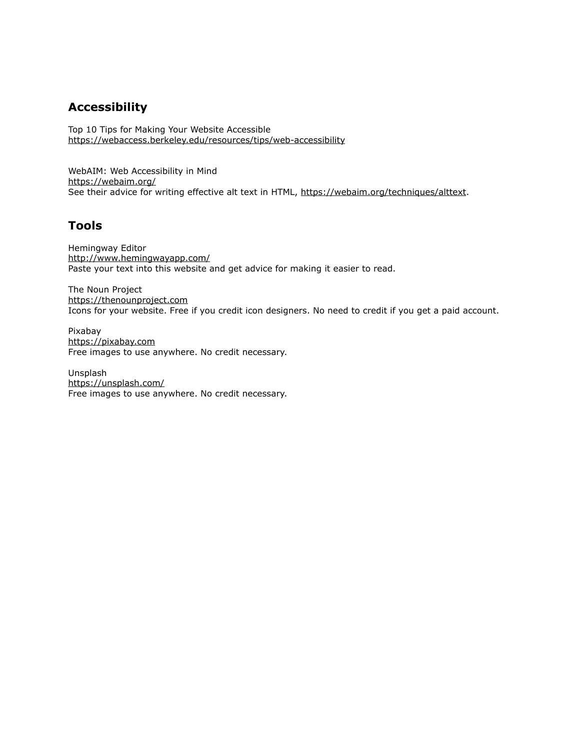## Accessibility

Top 10 Tips for Making Your Website Accessible
https://webaccess.berkeley.edu/resources/tips/web-accessibility

WebAIM: Web Accessibility in Mind
https://webaim.org/
See their advice for writing effective alt text in HTML, https://webaim.org/techniques/alttext.

## Tools

Hemingway Editor
http://www.hemingwayapp.com/
Paste your text into this website and get advice for making it easier to read.

The Noun Project
https://thenounproject.com
Icons for your website. Free if you credit icon designers. No need to credit if you get a paid account.

Pixabay
https://pixabay.com
Free images to use anywhere. No credit necessary.

Unsplash
https://unsplash.com/
Free images to use anywhere. No credit necessary.